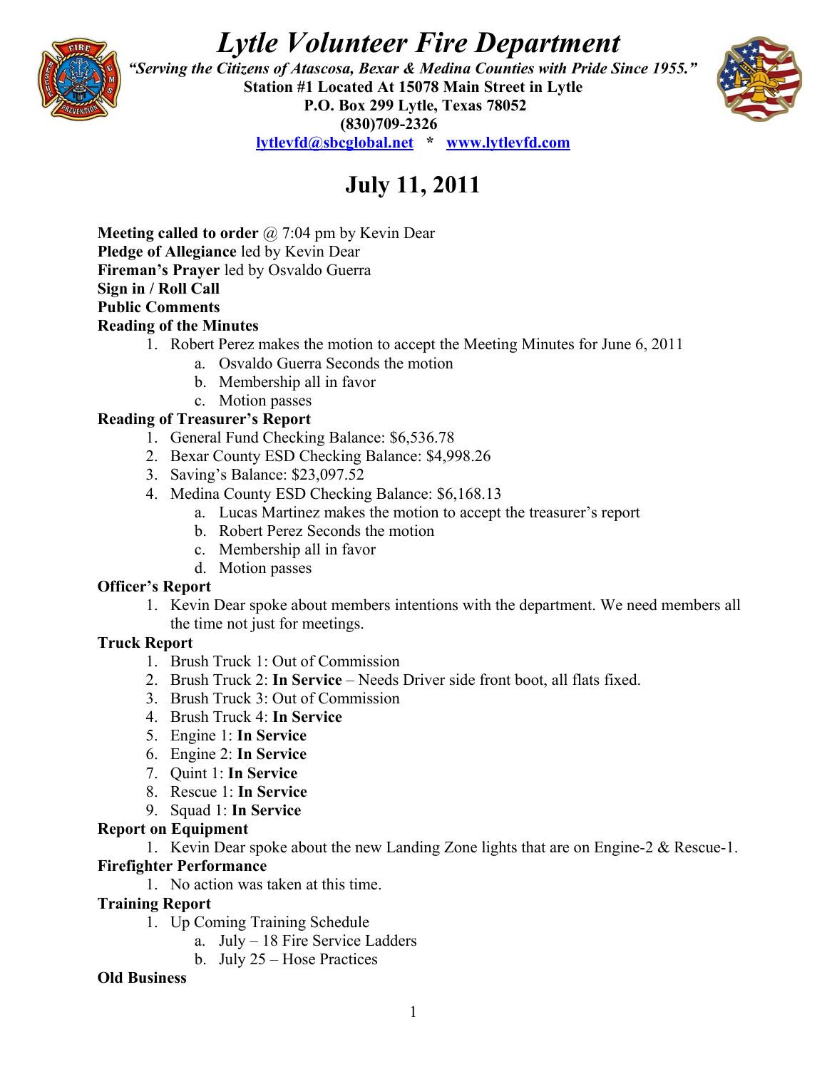# *Lytle Volunteer Fire Department*

***"Serving the Citizens of Atascosa, Bexar & Medina Counties with Pride Since 1955."***

**Station #1 Located At 15078 Main Street in Lytle**

**P.O. Box 299 Lytle, Texas 78052**

**(830)709-2326**

**lytlevfd@sbcglobal.net * www.lytlevfd.com**

## July 11, 2011

**Meeting called to order** @ 7:04 pm by Kevin Dear
**Pledge of Allegiance** led by Kevin Dear
**Fireman's Prayer** led by Osvaldo Guerra
**Sign in / Roll Call**
**Public Comments**
**Reading of the Minutes**

1. Robert Perez makes the motion to accept the Meeting Minutes for June 6, 2011
    a. Osvaldo Guerra Seconds the motion
    b. Membership all in favor
    c. Motion passes

**Reading of Treasurer's Report**

1. General Fund Checking Balance: $6,536.78
2. Bexar County ESD Checking Balance: $4,998.26
3. Saving's Balance: $23,097.52
4. Medina County ESD Checking Balance: $6,168.13
    a. Lucas Martinez makes the motion to accept the treasurer's report
    b. Robert Perez Seconds the motion
    c. Membership all in favor
    d. Motion passes

**Officer's Report**

1. Kevin Dear spoke about members intentions with the department. We need members all the time not just for meetings.

**Truck Report**

1. Brush Truck 1: Out of Commission
2. Brush Truck 2: **In Service** – Needs Driver side front boot, all flats fixed.
3. Brush Truck 3: Out of Commission
4. Brush Truck 4: **In Service**
5. Engine 1: **In Service**
6. Engine 2: **In Service**
7. Quint 1: **In Service**
8. Rescue 1: **In Service**
9. Squad 1: **In Service**

**Report on Equipment**

1. Kevin Dear spoke about the new Landing Zone lights that are on Engine-2 & Rescue-1.

**Firefighter Performance**

1. No action was taken at this time.

**Training Report**

1. Up Coming Training Schedule
    a. July – 18 Fire Service Ladders
    b. July 25 – Hose Practices

**Old Business**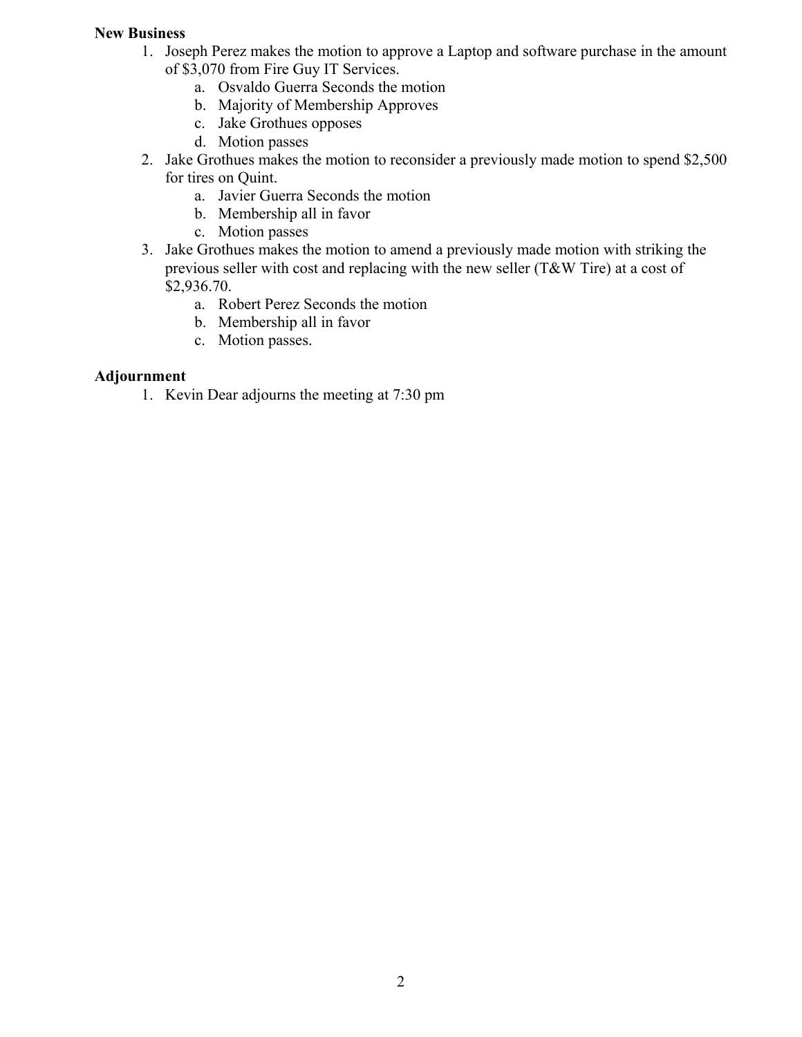**New Business**

1. Joseph Perez makes the motion to approve a Laptop and software purchase in the amount of $3,070 from Fire Guy IT Services.
    a. Osvaldo Guerra Seconds the motion
    b. Majority of Membership Approves
    c. Jake Grothues opposes
    d. Motion passes
2. Jake Grothues makes the motion to reconsider a previously made motion to spend $2,500 for tires on Quint.
    a. Javier Guerra Seconds the motion
    b. Membership all in favor
    c. Motion passes
3. Jake Grothues makes the motion to amend a previously made motion with striking the previous seller with cost and replacing with the new seller (T&W Tire) at a cost of $2,936.70.
    a. Robert Perez Seconds the motion
    b. Membership all in favor
    c. Motion passes.

**Adjournment**

1. Kevin Dear adjourns the meeting at 7:30 pm